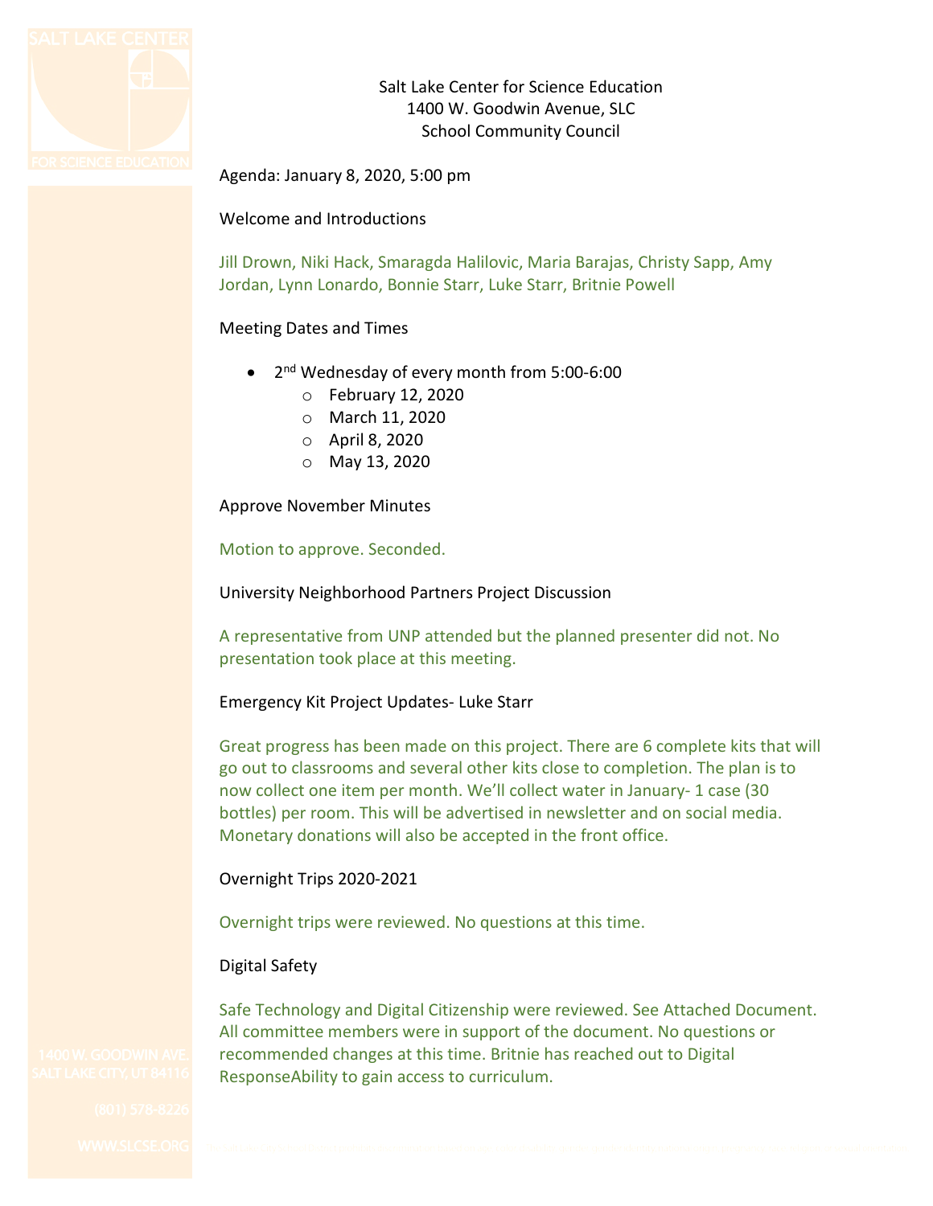Salt Lake Center for Science Education
1400 W. Goodwin Avenue, SLC
School Community Council

Agenda: January 8, 2020, 5:00 pm

Welcome and Introductions

Jill Drown, Niki Hack, Smaragda Halilovic, Maria Barajas, Christy Sapp, Amy Jordan, Lynn Lonardo, Bonnie Starr, Luke Starr, Britnie Powell

Meeting Dates and Times

- 2nd Wednesday of every month from 5:00-6:00
  - February 12, 2020
  - March 11, 2020
  - April 8, 2020
  - May 13, 2020

Approve November Minutes

Motion to approve. Seconded.

University Neighborhood Partners Project Discussion

A representative from UNP attended but the planned presenter did not. No presentation took place at this meeting.

Emergency Kit Project Updates- Luke Starr

Great progress has been made on this project. There are 6 complete kits that will go out to classrooms and several other kits close to completion. The plan is to now collect one item per month. We'll collect water in January- 1 case (30 bottles) per room. This will be advertised in newsletter and on social media. Monetary donations will also be accepted in the front office.

Overnight Trips 2020-2021

Overnight trips were reviewed. No questions at this time.

Digital Safety

Safe Technology and Digital Citizenship were reviewed. See Attached Document. All committee members were in support of the document. No questions or recommended changes at this time. Britnie has reached out to Digital ResponseAbility to gain access to curriculum.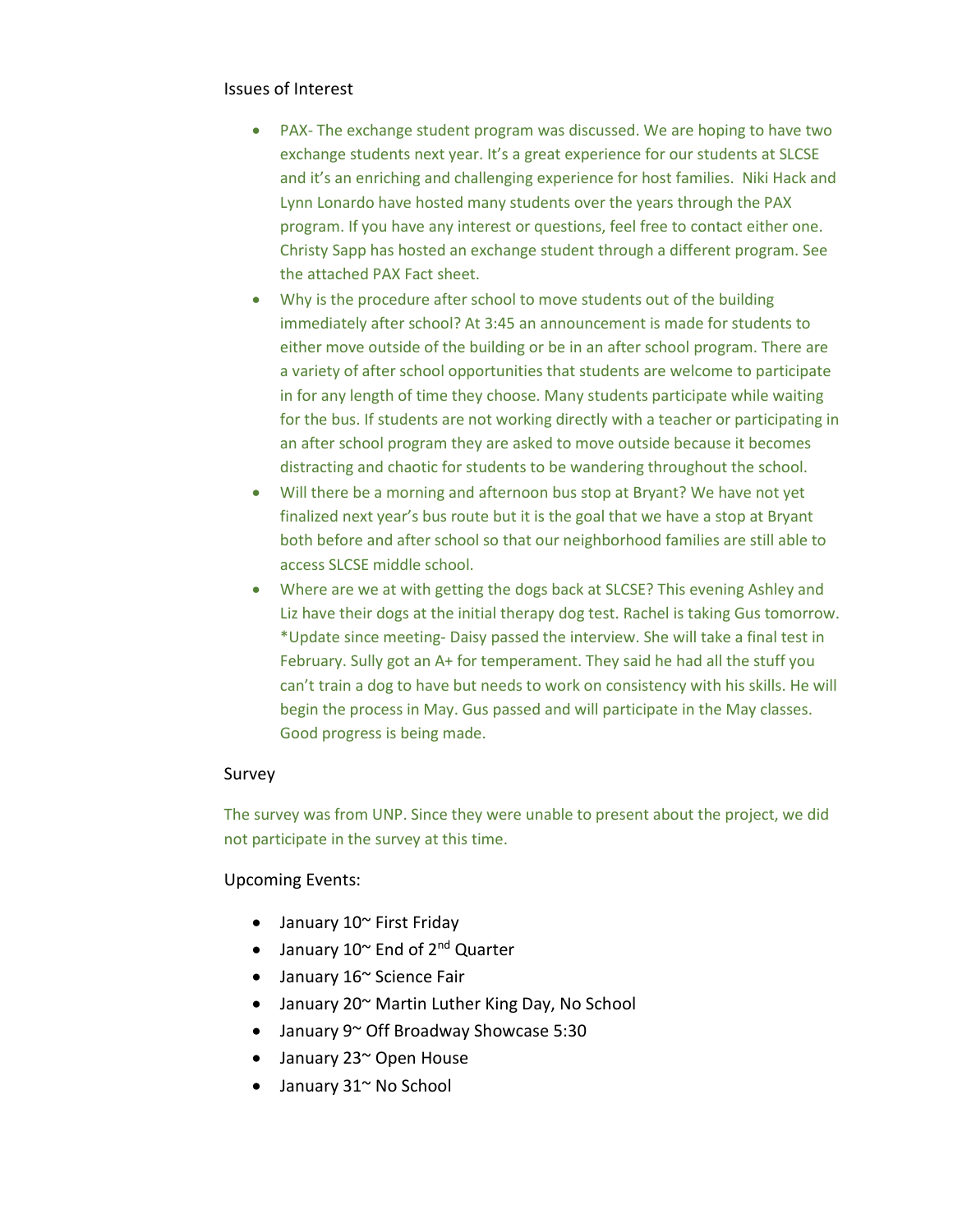## Issues of Interest

- PAX- The exchange student program was discussed. We are hoping to have two exchange students next year. It's a great experience for our students at SLCSE and it's an enriching and challenging experience for host families. Niki Hack and Lynn Lonardo have hosted many students over the years through the PAX program. If you have any interest or questions, feel free to contact either one. Christy Sapp has hosted an exchange student through a different program. See the attached PAX Fact sheet.
- Why is the procedure after school to move students out of the building immediately after school? At 3:45 an announcement is made for students to either move outside of the building or be in an after school program. There are a variety of after school opportunities that students are welcome to participate in for any length of time they choose. Many students participate while waiting for the bus. If students are not working directly with a teacher or participating in an after school program they are asked to move outside because it becomes distracting and chaotic for students to be wandering throughout the school.
- Will there be a morning and afternoon bus stop at Bryant? We have not yet finalized next year's bus route but it is the goal that we have a stop at Bryant both before and after school so that our neighborhood families are still able to access SLCSE middle school.
- Where are we at with getting the dogs back at SLCSE? This evening Ashley and Liz have their dogs at the initial therapy dog test. Rachel is taking Gus tomorrow. *Update since meeting- Daisy passed the interview. She will take a final test in February. Sully got an A+ for temperament. They said he had all the stuff you can't train a dog to have but needs to work on consistency with his skills. He will begin the process in May. Gus passed and will participate in the May classes. Good progress is being made.

## Survey

The survey was from UNP. Since they were unable to present about the project, we did not participate in the survey at this time.

## Upcoming Events:

- January 10~ First Friday
- January 10~ End of 2nd Quarter
- January 16~ Science Fair
- January 20~ Martin Luther King Day, No School
- January 9~ Off Broadway Showcase 5:30
- January 23~ Open House
- January 31~ No School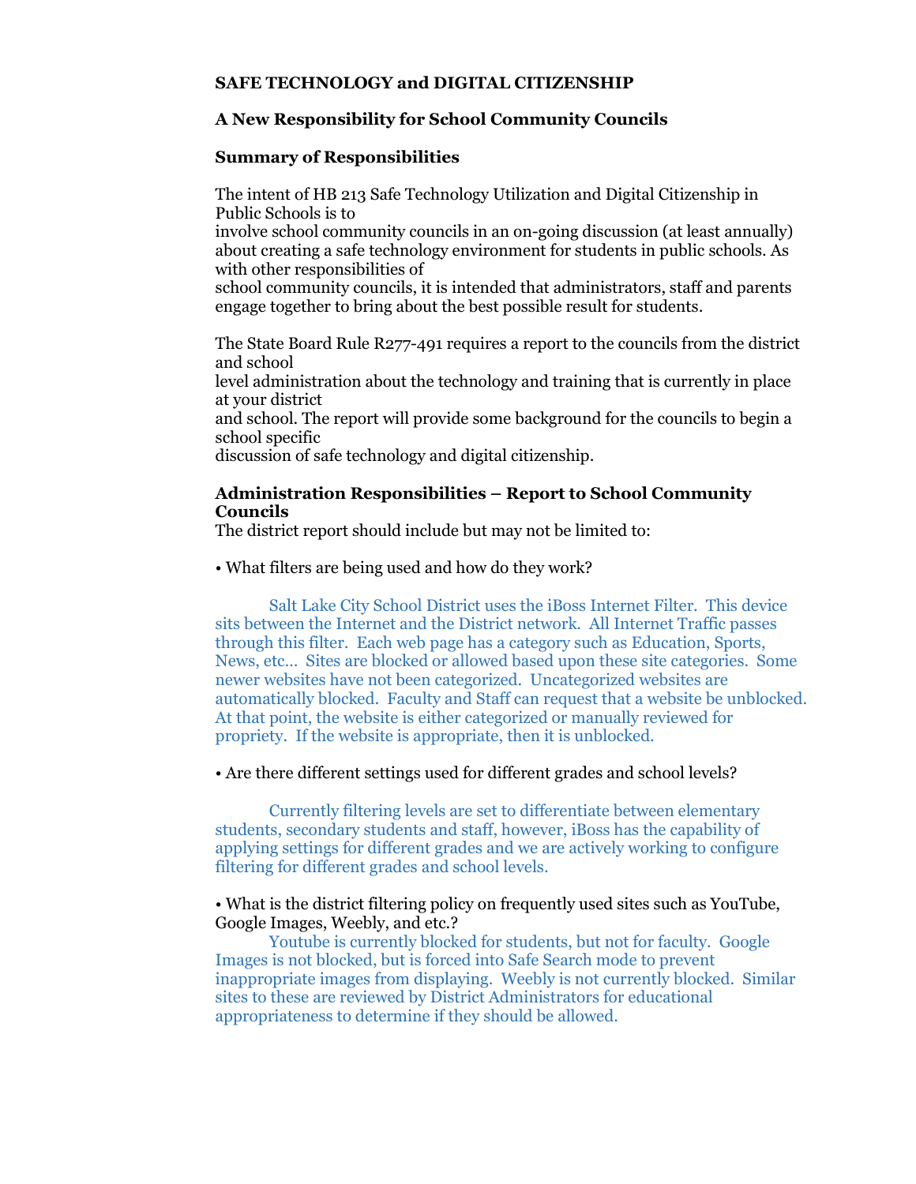**SAFE TECHNOLOGY and DIGITAL CITIZENSHIP**

**A New Responsibility for School Community Councils**

**Summary of Responsibilities**

The intent of HB 213 Safe Technology Utilization and Digital Citizenship in Public Schools is to involve school community councils in an on-going discussion (at least annually) about creating a safe technology environment for students in public schools. As with other responsibilities of school community councils, it is intended that administrators, staff and parents engage together to bring about the best possible result for students.

The State Board Rule R277-491 requires a report to the councils from the district and school level administration about the technology and training that is currently in place at your district and school. The report will provide some background for the councils to begin a school specific discussion of safe technology and digital citizenship.

**Administration Responsibilities – Report to School Community Councils**

The district report should include but may not be limited to:

• What filters are being used and how do they work?

Salt Lake City School District uses the iBoss Internet Filter. This device sits between the Internet and the District network. All Internet Traffic passes through this filter. Each web page has a category such as Education, Sports, News, etc… Sites are blocked or allowed based upon these site categories. Some newer websites have not been categorized. Uncategorized websites are automatically blocked. Faculty and Staff can request that a website be unblocked. At that point, the website is either categorized or manually reviewed for propriety. If the website is appropriate, then it is unblocked.

• Are there different settings used for different grades and school levels?

Currently filtering levels are set to differentiate between elementary students, secondary students and staff, however, iBoss has the capability of applying settings for different grades and we are actively working to configure filtering for different grades and school levels.

• What is the district filtering policy on frequently used sites such as YouTube, Google Images, Weebly, and etc.?

Youtube is currently blocked for students, but not for faculty. Google Images is not blocked, but is forced into Safe Search mode to prevent inappropriate images from displaying. Weebly is not currently blocked. Similar sites to these are reviewed by District Administrators for educational appropriateness to determine if they should be allowed.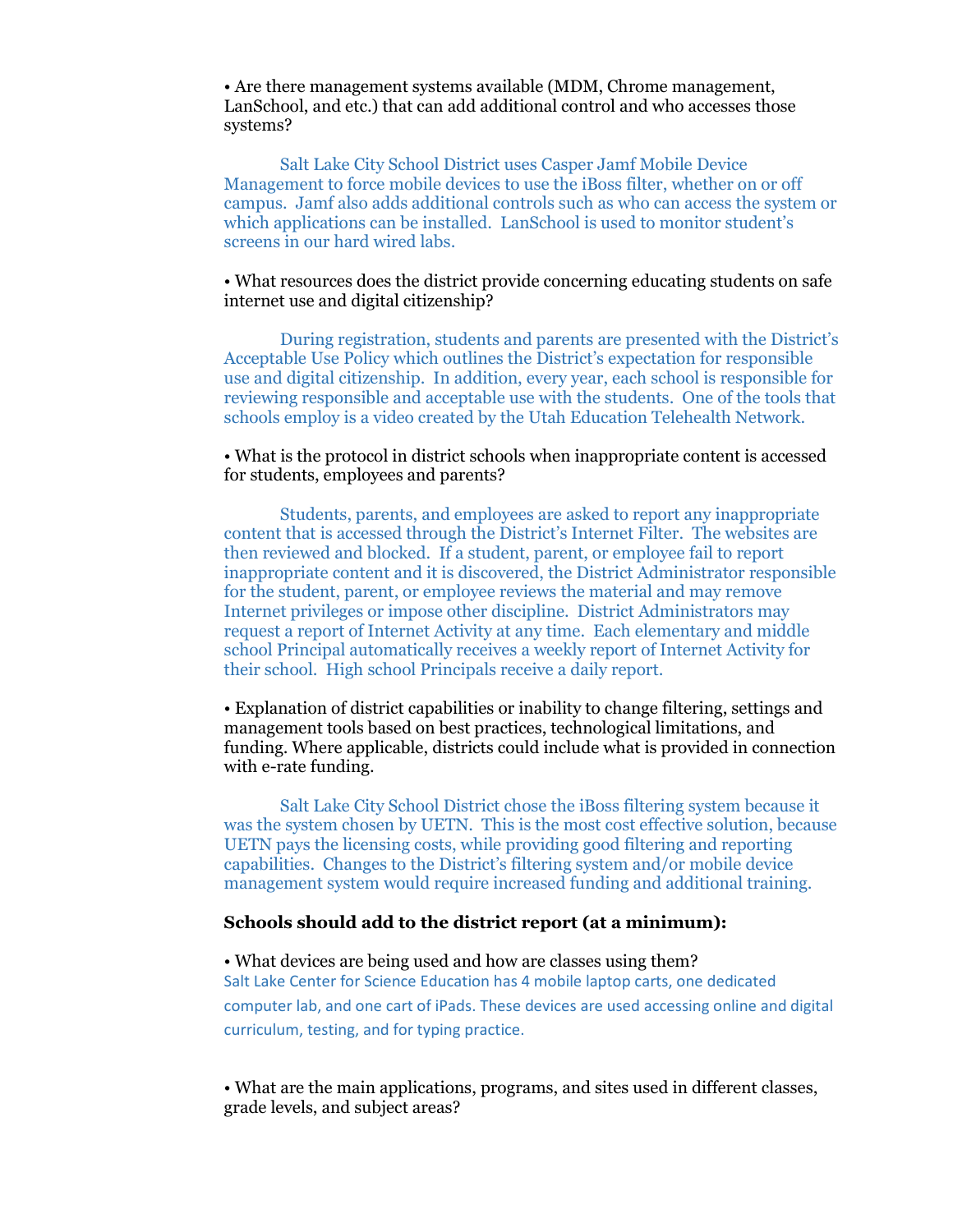• Are there management systems available (MDM, Chrome management, LanSchool, and etc.) that can add additional control and who accesses those systems?

Salt Lake City School District uses Casper Jamf Mobile Device Management to force mobile devices to use the iBoss filter, whether on or off campus. Jamf also adds additional controls such as who can access the system or which applications can be installed. LanSchool is used to monitor student's screens in our hard wired labs.

• What resources does the district provide concerning educating students on safe internet use and digital citizenship?

During registration, students and parents are presented with the District's Acceptable Use Policy which outlines the District's expectation for responsible use and digital citizenship. In addition, every year, each school is responsible for reviewing responsible and acceptable use with the students. One of the tools that schools employ is a video created by the Utah Education Telehealth Network.

• What is the protocol in district schools when inappropriate content is accessed for students, employees and parents?

Students, parents, and employees are asked to report any inappropriate content that is accessed through the District's Internet Filter. The websites are then reviewed and blocked. If a student, parent, or employee fail to report inappropriate content and it is discovered, the District Administrator responsible for the student, parent, or employee reviews the material and may remove Internet privileges or impose other discipline. District Administrators may request a report of Internet Activity at any time. Each elementary and middle school Principal automatically receives a weekly report of Internet Activity for their school. High school Principals receive a daily report.

• Explanation of district capabilities or inability to change filtering, settings and management tools based on best practices, technological limitations, and funding. Where applicable, districts could include what is provided in connection with e-rate funding.

Salt Lake City School District chose the iBoss filtering system because it was the system chosen by UETN. This is the most cost effective solution, because UETN pays the licensing costs, while providing good filtering and reporting capabilities. Changes to the District's filtering system and/or mobile device management system would require increased funding and additional training.

**Schools should add to the district report (at a minimum):**

• What devices are being used and how are classes using them?
Salt Lake Center for Science Education has 4 mobile laptop carts, one dedicated computer lab, and one cart of iPads. These devices are used accessing online and digital curriculum, testing, and for typing practice.

• What are the main applications, programs, and sites used in different classes, grade levels, and subject areas?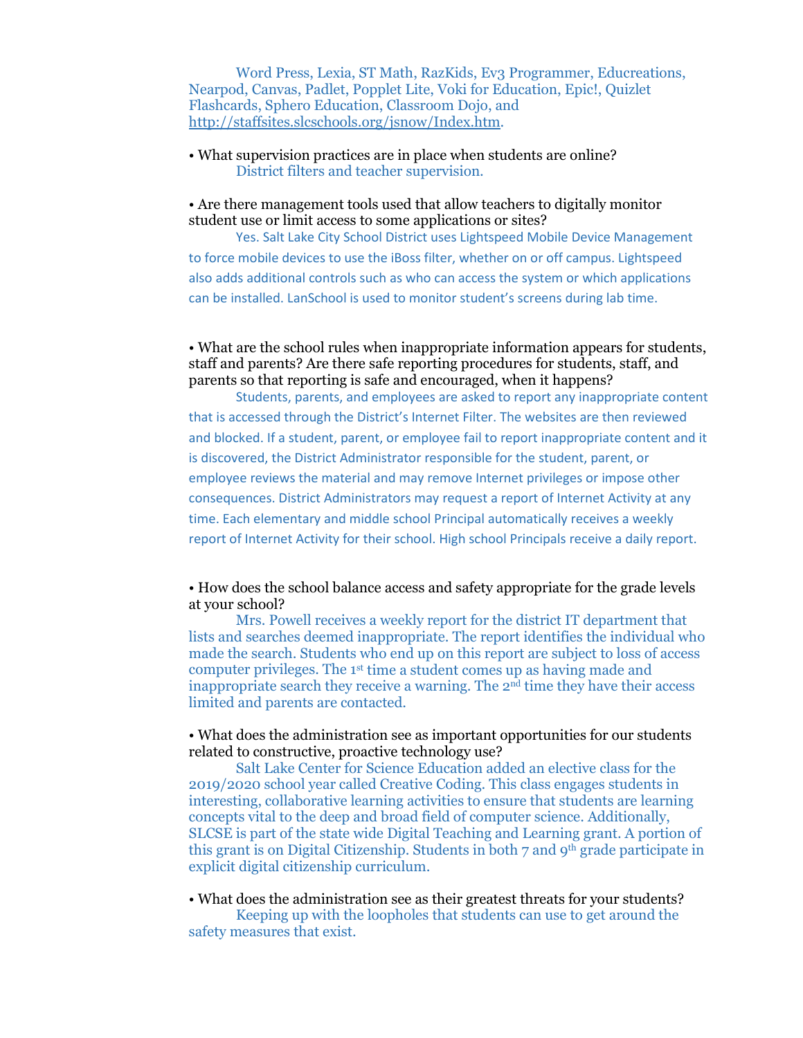Word Press, Lexia, ST Math, RazKids, Ev3 Programmer, Educreations, Nearpod, Canvas, Padlet, Popplet Lite, Voki for Education, Epic!, Quizlet Flashcards, Sphero Education, Classroom Dojo, and http://staffsites.slcschools.org/jsnow/Index.htm.

• What supervision practices are in place when students are online?

District filters and teacher supervision.

• Are there management tools used that allow teachers to digitally monitor student use or limit access to some applications or sites?

Yes. Salt Lake City School District uses Lightspeed Mobile Device Management to force mobile devices to use the iBoss filter, whether on or off campus. Lightspeed also adds additional controls such as who can access the system or which applications can be installed. LanSchool is used to monitor student's screens during lab time.

• What are the school rules when inappropriate information appears for students, staff and parents? Are there safe reporting procedures for students, staff, and parents so that reporting is safe and encouraged, when it happens?

Students, parents, and employees are asked to report any inappropriate content that is accessed through the District's Internet Filter. The websites are then reviewed and blocked. If a student, parent, or employee fail to report inappropriate content and it is discovered, the District Administrator responsible for the student, parent, or employee reviews the material and may remove Internet privileges or impose other consequences. District Administrators may request a report of Internet Activity at any time. Each elementary and middle school Principal automatically receives a weekly report of Internet Activity for their school. High school Principals receive a daily report.

• How does the school balance access and safety appropriate for the grade levels at your school?

Mrs. Powell receives a weekly report for the district IT department that lists and searches deemed inappropriate. The report identifies the individual who made the search. Students who end up on this report are subject to loss of access computer privileges. The 1st time a student comes up as having made and inappropriate search they receive a warning. The 2nd time they have their access limited and parents are contacted.

• What does the administration see as important opportunities for our students related to constructive, proactive technology use?

Salt Lake Center for Science Education added an elective class for the 2019/2020 school year called Creative Coding. This class engages students in interesting, collaborative learning activities to ensure that students are learning concepts vital to the deep and broad field of computer science. Additionally, SLCSE is part of the state wide Digital Teaching and Learning grant. A portion of this grant is on Digital Citizenship. Students in both 7 and 9th grade participate in explicit digital citizenship curriculum.

• What does the administration see as their greatest threats for your students?

Keeping up with the loopholes that students can use to get around the safety measures that exist.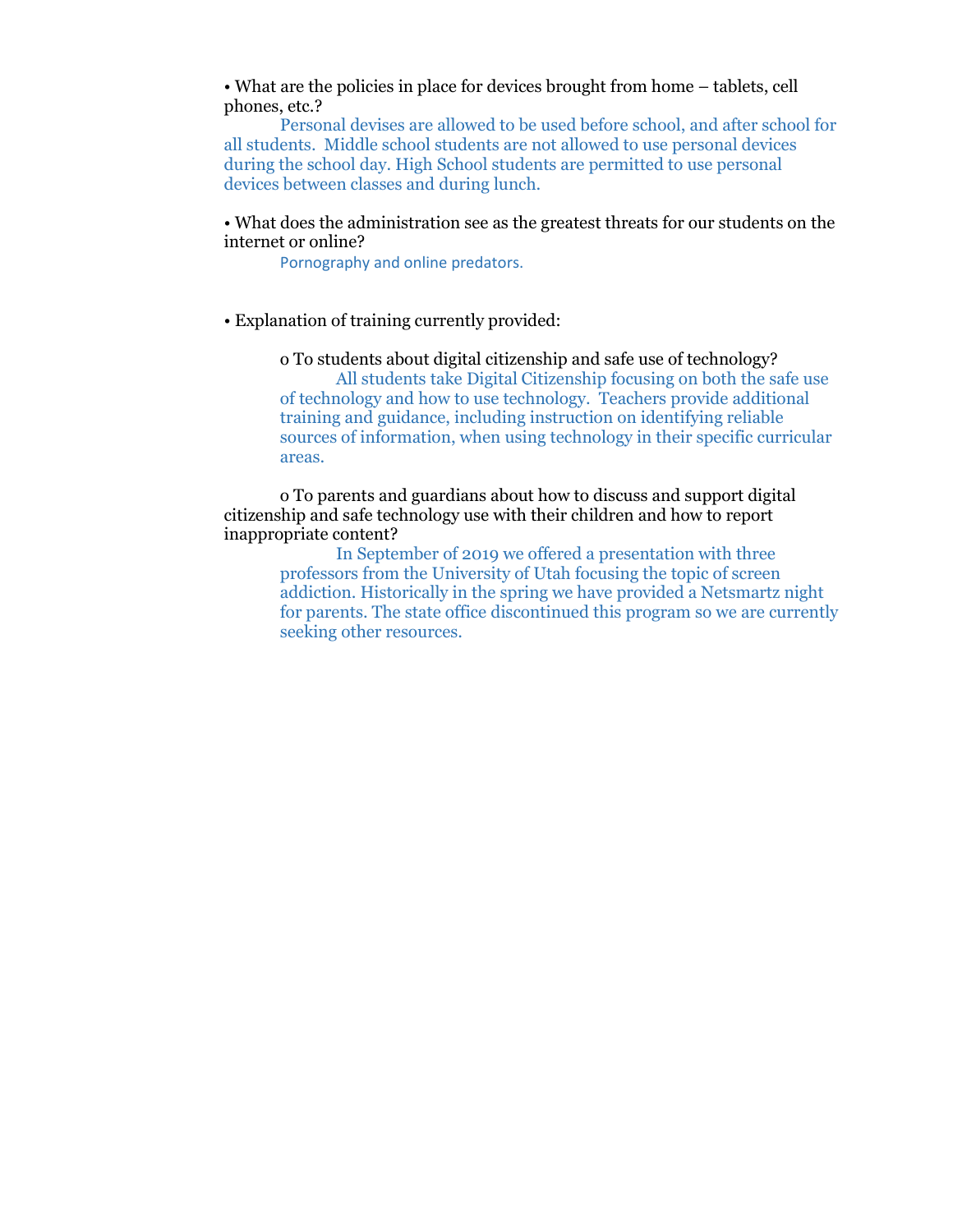- What are the policies in place for devices brought from home – tablets, cell phones, etc.?

    Personal devises are allowed to be used before school, and after school for all students. Middle school students are not allowed to use personal devices during the school day. High School students are permitted to use personal devices between classes and during lunch.

- What does the administration see as the greatest threats for our students on the internet or online?

    Pornography and online predators.

- Explanation of training currently provided:

    o To students about digital citizenship and safe use of technology?

    All students take Digital Citizenship focusing on both the safe use of technology and how to use technology. Teachers provide additional training and guidance, including instruction on identifying reliable sources of information, when using technology in their specific curricular areas.

    o To parents and guardians about how to discuss and support digital citizenship and safe technology use with their children and how to report inappropriate content?

    In September of 2019 we offered a presentation with three professors from the University of Utah focusing the topic of screen addiction. Historically in the spring we have provided a Netsmartz night for parents. The state office discontinued this program so we are currently seeking other resources.